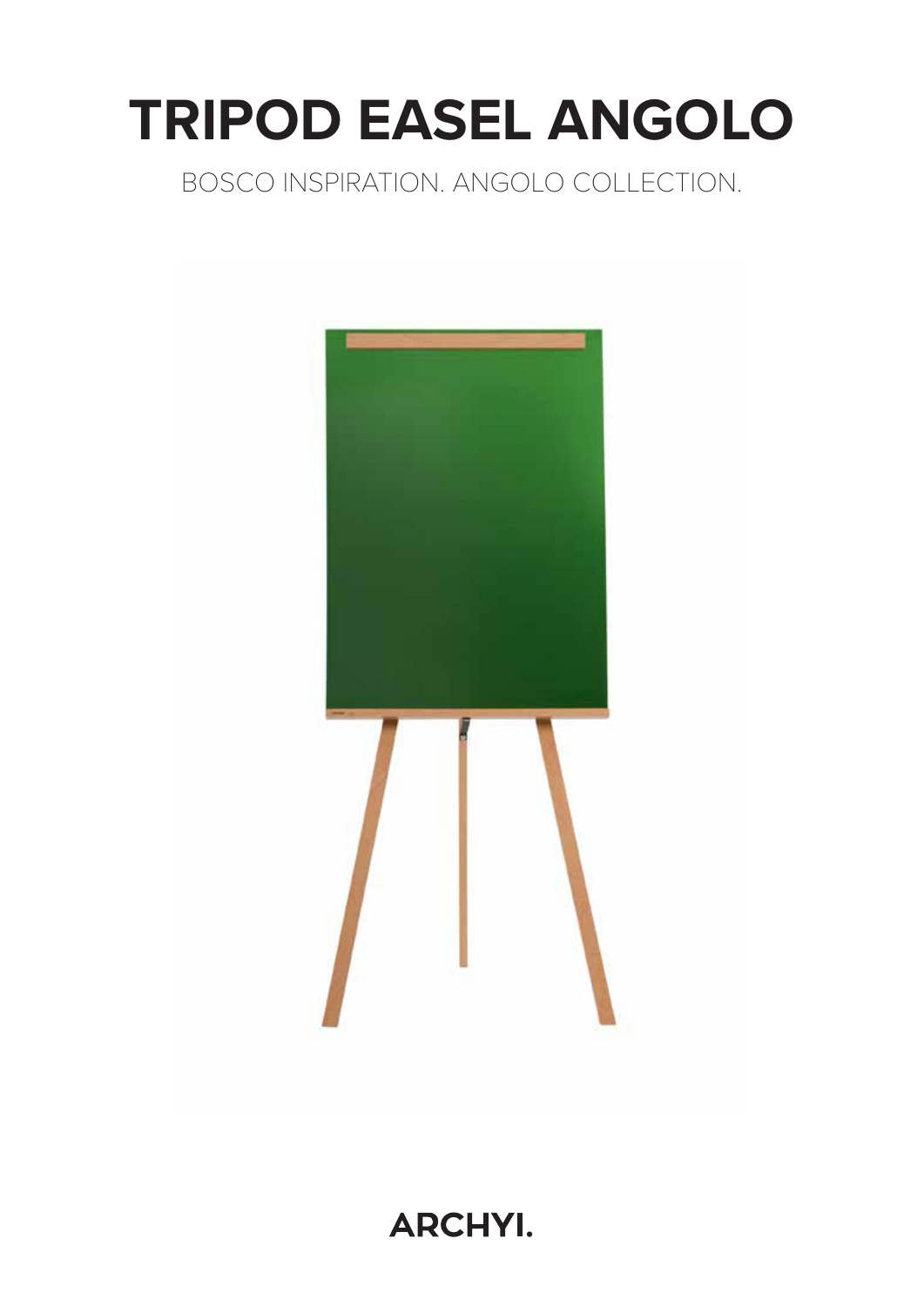# TRIPOD EASEL ANGOLO

BOSCO INSPIRATION. ANGOLO COLLECTION.

ARCHYI.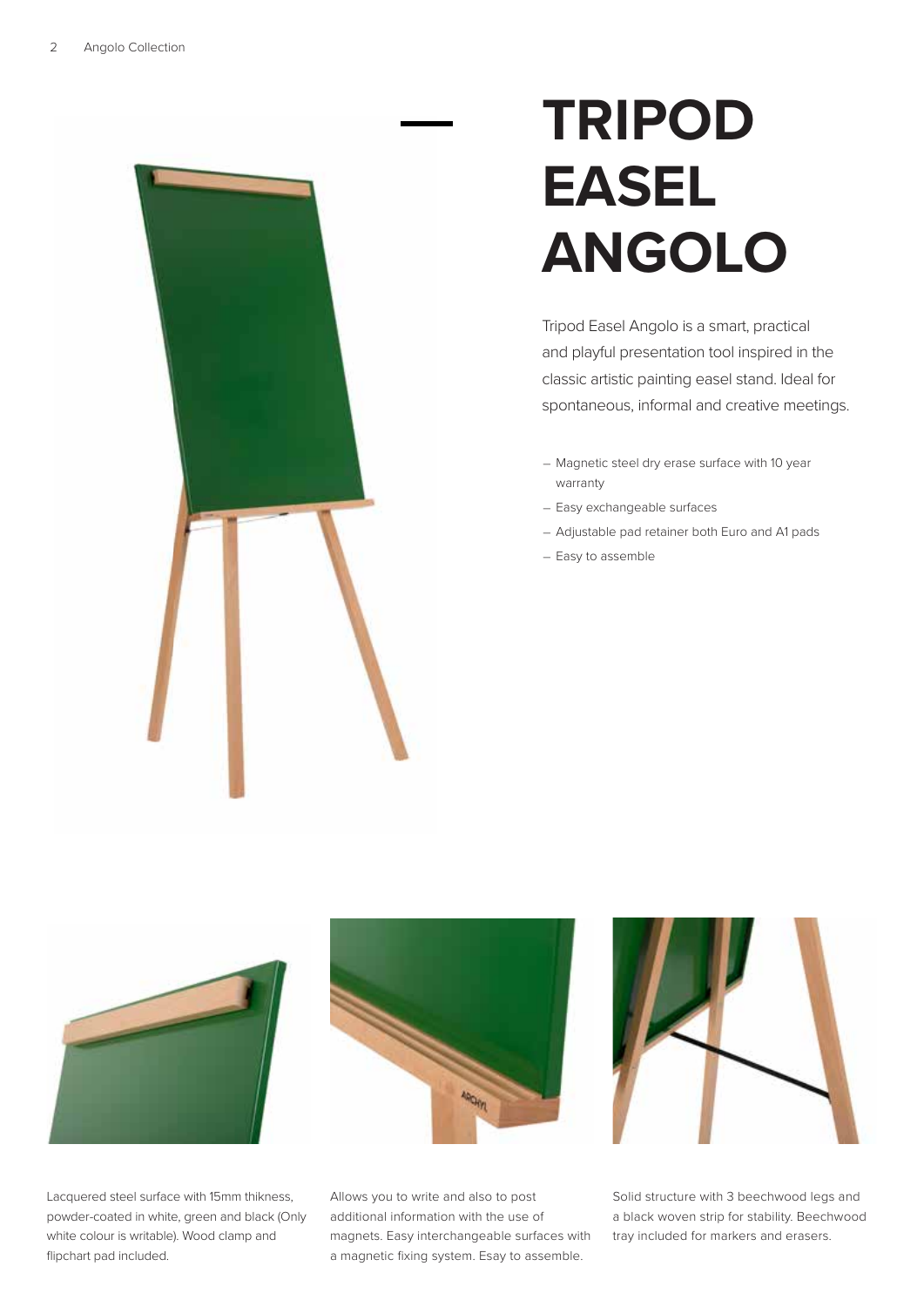# TRIPOD EASEL ANGOLO

Tripod Easel Angolo is a smart, practical and playful presentation tool inspired in the classic artistic painting easel stand. Ideal for spontaneous, informal and creative meetings.

- Magnetic steel dry erase surface with 10 year warranty
- Easy exchangeable surfaces
- Adjustable pad retainer both Euro and A1 pads
- Easy to assemble

Lacquered steel surface with 15mm thikness, powder-coated in white, green and black (Only white colour is writable). Wood clamp and flipchart pad included.

Allows you to write and also to post additional information with the use of magnets. Easy interchangeable surfaces with a magnetic fixing system. Esay to assemble.

Solid structure with 3 beechwood legs and a black woven strip for stability. Beechwood tray included for markers and erasers.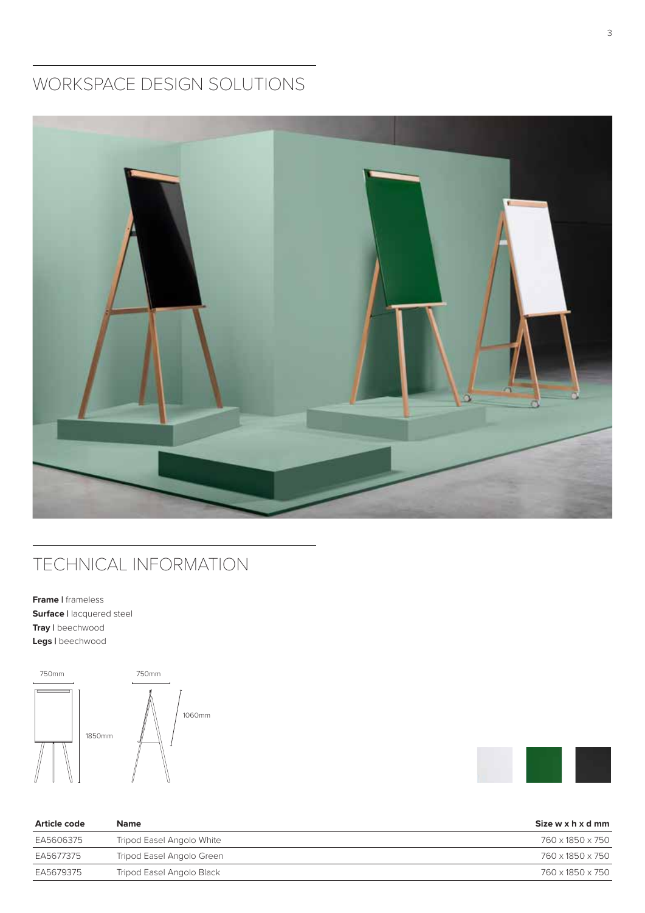## WORKSPACE DESIGN SOLUTIONS

## TECHNICAL INFORMATION

**Frame** | frameless
**Surface** | lacquered steel
**Tray** | beechwood
**Legs** | beechwood

750mm
1850mm
750mm
1060mm

| Article code | Name | Size w x h x d mm |
|---|---|---|
| EA5606375 | Tripod Easel Angolo White | 760 x 1850 x 750 |
| EA5677375 | Tripod Easel Angolo Green | 760 x 1850 x 750 |
| EA5679375 | Tripod Easel Angolo Black | 760 x 1850 x 750 |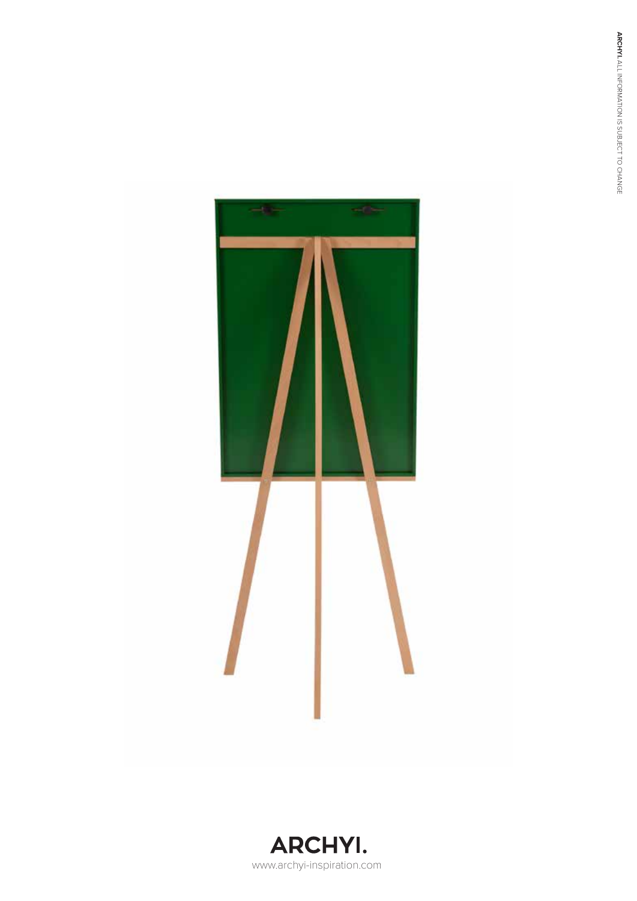**ARCHYI.** ALL INFORMATION IS SUBJECT TO CHANGE

**ARCHYI.**

www.archyi-inspiration.com